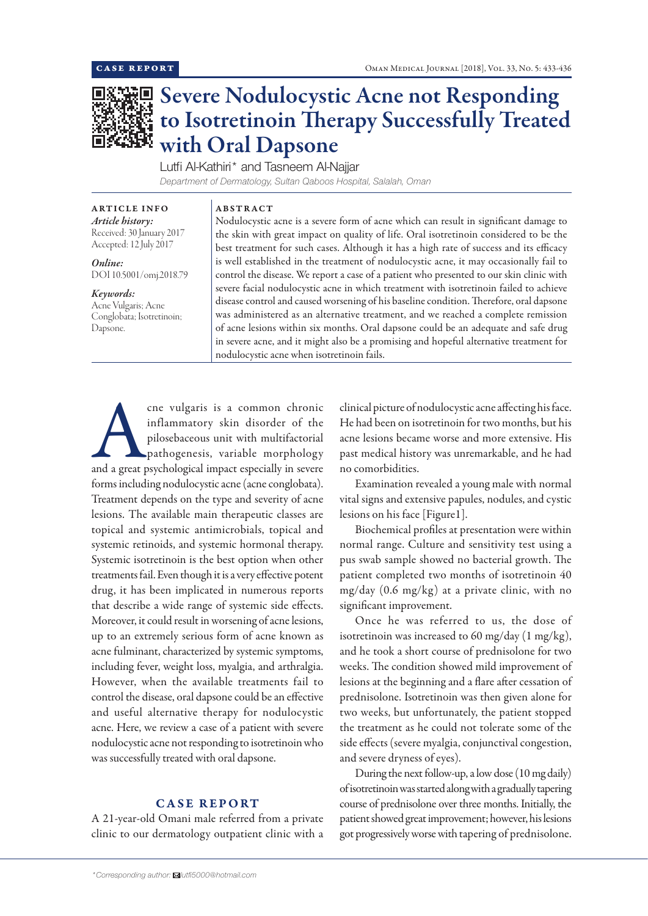CASE REPORT

# Severe Nodulocystic Acne not Responding to Isotretinoin Therapy Successfully Treated with Oral Dapsone

Lutfi Al-Kathiri* and Tasneem Al-Najjar

*Department of Dermatology, Sultan Qaboos Hospital, Salalah, Oman*

**ARTICLE INFO**

***Article history:***
Received: 30 January 2017
Accepted: 12 July 2017

***Online:***
DOI 10.5001/omj.2018.79

***Keywords:***
Acne Vulgaris; Acne Conglobata; Isotretinoin; Dapsone.

**ABSTRACT**

Nodulocystic acne is a severe form of acne which can result in significant damage to the skin with great impact on quality of life. Oral isotretinoin considered to be the best treatment for such cases. Although it has a high rate of success and its efficacy is well established in the treatment of nodulocystic acne, it may occasionally fail to control the disease. We report a case of a patient who presented to our skin clinic with severe facial nodulocystic acne in which treatment with isotretinoin failed to achieve disease control and caused worsening of his baseline condition. Therefore, oral dapsone was administered as an alternative treatment, and we reached a complete remission of acne lesions within six months. Oral dapsone could be an adequate and safe drug in severe acne, and it might also be a promising and hopeful alternative treatment for nodulocystic acne when isotretinoin fails.

Acne vulgaris is a common chronic inflammatory skin disorder of the pilosebaceous unit with multifactorial pathogenesis, variable morphology and a great psychological impact especially in severe forms including nodulocystic acne (acne conglobata). Treatment depends on the type and severity of acne lesions. The available main therapeutic classes are topical and systemic antimicrobials, topical and systemic retinoids, and systemic hormonal therapy. Systemic isotretinoin is the best option when other treatments fail. Even though it is a very effective potent drug, it has been implicated in numerous reports that describe a wide range of systemic side effects. Moreover, it could result in worsening of acne lesions, up to an extremely serious form of acne known as acne fulminant, characterized by systemic symptoms, including fever, weight loss, myalgia, and arthralgia. However, when the available treatments fail to control the disease, oral dapsone could be an effective and useful alternative therapy for nodulocystic acne. Here, we review a case of a patient with severe nodulocystic acne not responding to isotretinoin who was successfully treated with oral dapsone.

## CASE REPORT

A 21-year-old Omani male referred from a private clinic to our dermatology outpatient clinic with a clinical picture of nodulocystic acne affecting his face. He had been on isotretinoin for two months, but his acne lesions became worse and more extensive. His past medical history was unremarkable, and he had no comorbidities.

Examination revealed a young male with normal vital signs and extensive papules, nodules, and cystic lesions on his face [Figure1].

Biochemical profiles at presentation were within normal range. Culture and sensitivity test using a pus swab sample showed no bacterial growth. The patient completed two months of isotretinoin 40 mg/day (0.6 mg/kg) at a private clinic, with no significant improvement.

Once he was referred to us, the dose of isotretinoin was increased to 60 mg/day (1 mg/kg), and he took a short course of prednisolone for two weeks. The condition showed mild improvement of lesions at the beginning and a flare after cessation of prednisolone. Isotretinoin was then given alone for two weeks, but unfortunately, the patient stopped the treatment as he could not tolerate some of the side effects (severe myalgia, conjunctival congestion, and severe dryness of eyes).

During the next follow-up, a low dose (10 mg daily) of isotretinoin was started along with a gradually tapering course of prednisolone over three months. Initially, the patient showed great improvement; however, his lesions got progressively worse with tapering of prednisolone.

*Corresponding author: lutfi5000@hotmail.com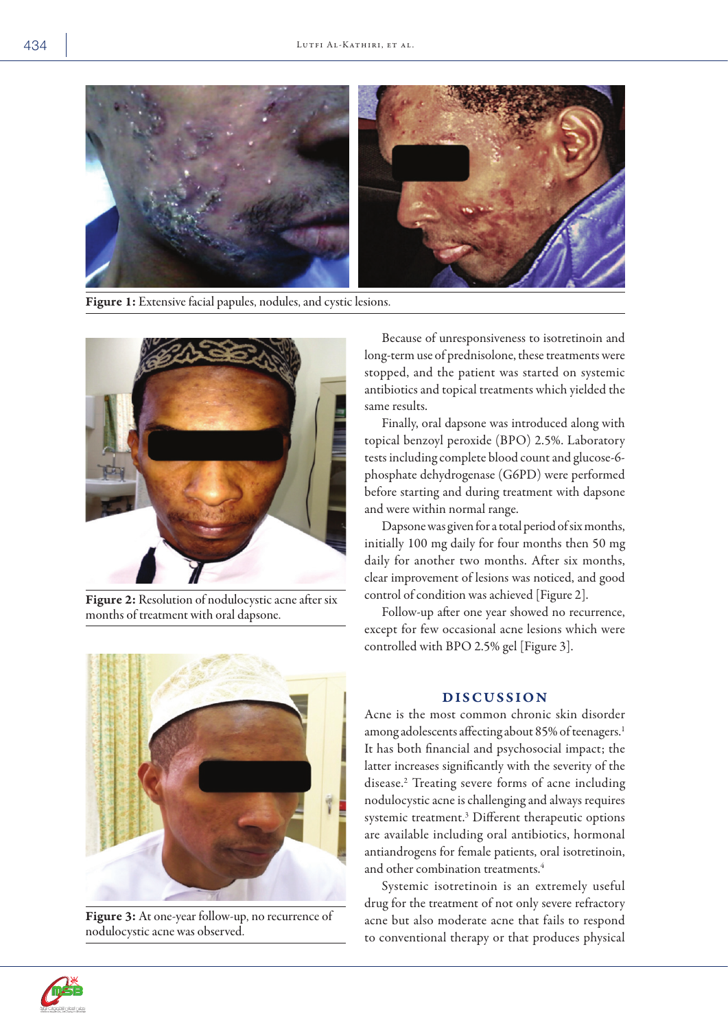Figure 1: Extensive facial papules, nodules, and cystic lesions.

Figure 2: Resolution of nodulocystic acne after six months of treatment with oral dapsone.

Figure 3: At one-year follow-up, no recurrence of nodulocystic acne was observed.

Because of unresponsiveness to isotretinoin and long-term use of prednisolone, these treatments were stopped, and the patient was started on systemic antibiotics and topical treatments which yielded the same results.

Finally, oral dapsone was introduced along with topical benzoyl peroxide (BPO) 2.5%. Laboratory tests including complete blood count and glucose-6-phosphate dehydrogenase (G6PD) were performed before starting and during treatment with dapsone and were within normal range.

Dapsone was given for a total period of six months, initially 100 mg daily for four months then 50 mg daily for another two months. After six months, clear improvement of lesions was noticed, and good control of condition was achieved [Figure 2].

Follow-up after one year showed no recurrence, except for few occasional acne lesions which were controlled with BPO 2.5% gel [Figure 3].

## DISCUSSION

Acne is the most common chronic skin disorder among adolescents affecting about 85% of teenagers.[1] It has both financial and psychosocial impact; the latter increases significantly with the severity of the disease.[2] Treating severe forms of acne including nodulocystic acne is challenging and always requires systemic treatment.[3] Different therapeutic options are available including oral antibiotics, hormonal antiandrogens for female patients, oral isotretinoin, and other combination treatments.[4]

Systemic isotretinoin is an extremely useful drug for the treatment of not only severe refractory acne but also moderate acne that fails to respond to conventional therapy or that produces physical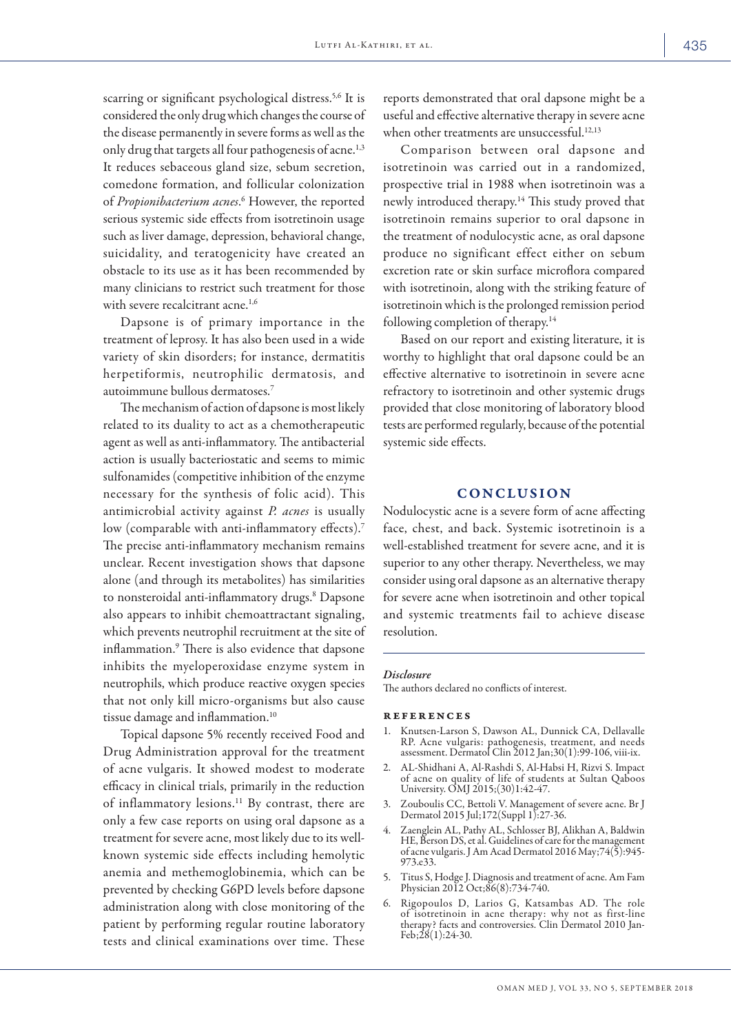scarring or significant psychological distress.[5,6] It is considered the only drug which changes the course of the disease permanently in severe forms as well as the only drug that targets all four pathogenesis of acne.[1,3] It reduces sebaceous gland size, sebum secretion, comedone formation, and follicular colonization of *Propionibacterium acnes*.[6] However, the reported serious systemic side effects from isotretinoin usage such as liver damage, depression, behavioral change, suicidality, and teratogenicity have created an obstacle to its use as it has been recommended by many clinicians to restrict such treatment for those with severe recalcitrant acne.[1,6]

Dapsone is of primary importance in the treatment of leprosy. It has also been used in a wide variety of skin disorders; for instance, dermatitis herpetiformis, neutrophilic dermatosis, and autoimmune bullous dermatoses.[7]

The mechanism of action of dapsone is most likely related to its duality to act as a chemotherapeutic agent as well as anti-inflammatory. The antibacterial action is usually bacteriostatic and seems to mimic sulfonamides (competitive inhibition of the enzyme necessary for the synthesis of folic acid). This antimicrobial activity against *P. acnes* is usually low (comparable with anti-inflammatory effects).[7] The precise anti-inflammatory mechanism remains unclear. Recent investigation shows that dapsone alone (and through its metabolites) has similarities to nonsteroidal anti-inflammatory drugs.[8] Dapsone also appears to inhibit chemoattractant signaling, which prevents neutrophil recruitment at the site of inflammation.[9] There is also evidence that dapsone inhibits the myeloperoxidase enzyme system in neutrophils, which produce reactive oxygen species that not only kill micro-organisms but also cause tissue damage and inflammation.[10]

Topical dapsone 5% recently received Food and Drug Administration approval for the treatment of acne vulgaris. It showed modest to moderate efficacy in clinical trials, primarily in the reduction of inflammatory lesions.[11] By contrast, there are only a few case reports on using oral dapsone as a treatment for severe acne, most likely due to its well-known systemic side effects including hemolytic anemia and methemoglobinemia, which can be prevented by checking G6PD levels before dapsone administration along with close monitoring of the patient by performing regular routine laboratory tests and clinical examinations over time. These reports demonstrated that oral dapsone might be a useful and effective alternative therapy in severe acne when other treatments are unsuccessful.[12,13]

Comparison between oral dapsone and isotretinoin was carried out in a randomized, prospective trial in 1988 when isotretinoin was a newly introduced therapy.[14] This study proved that isotretinoin remains superior to oral dapsone in the treatment of nodulocystic acne, as oral dapsone produce no significant effect either on sebum excretion rate or skin surface microflora compared with isotretinoin, along with the striking feature of isotretinoin which is the prolonged remission period following completion of therapy.[14]

Based on our report and existing literature, it is worthy to highlight that oral dapsone could be an effective alternative to isotretinoin in severe acne refractory to isotretinoin and other systemic drugs provided that close monitoring of laboratory blood tests are performed regularly, because of the potential systemic side effects.

## CONCLUSION

Nodulocystic acne is a severe form of acne affecting face, chest, and back. Systemic isotretinoin is a well-established treatment for severe acne, and it is superior to any other therapy. Nevertheless, we may consider using oral dapsone as an alternative therapy for severe acne when isotretinoin and other topical and systemic treatments fail to achieve disease resolution.

### *Disclosure*

The authors declared no conflicts of interest.

### REFERENCES

1. Knutsen-Larson S, Dawson AL, Dunnick CA, Dellavalle RP. Acne vulgaris: pathogenesis, treatment, and needs assessment. Dermatol Clin 2012 Jan;30(1):99-106, viii-ix.
2. AL-Shidhani A, Al-Rashdi S, Al-Habsi H, Rizvi S. Impact of acne on quality of life of students at Sultan Qaboos University. OMJ 2015;(30)1:42-47.
3. Zouboulis CC, Bettoli V. Management of severe acne. Br J Dermatol 2015 Jul;172(Suppl 1):27-36.
4. Zaenglein AL, Pathy AL, Schlosser BJ, Alikhan A, Baldwin HE, Berson DS, et al. Guidelines of care for the management of acne vulgaris. J Am Acad Dermatol 2016 May;74(5):945-973.e33.
5. Titus S, Hodge J. Diagnosis and treatment of acne. Am Fam Physician 2012 Oct;86(8):734-740.
6. Rigopoulos D, Larios G, Katsambas AD. The role of isotretinoin in acne therapy: why not as first-line therapy? facts and controversies. Clin Dermatol 2010 Jan-Feb;28(1):24-30.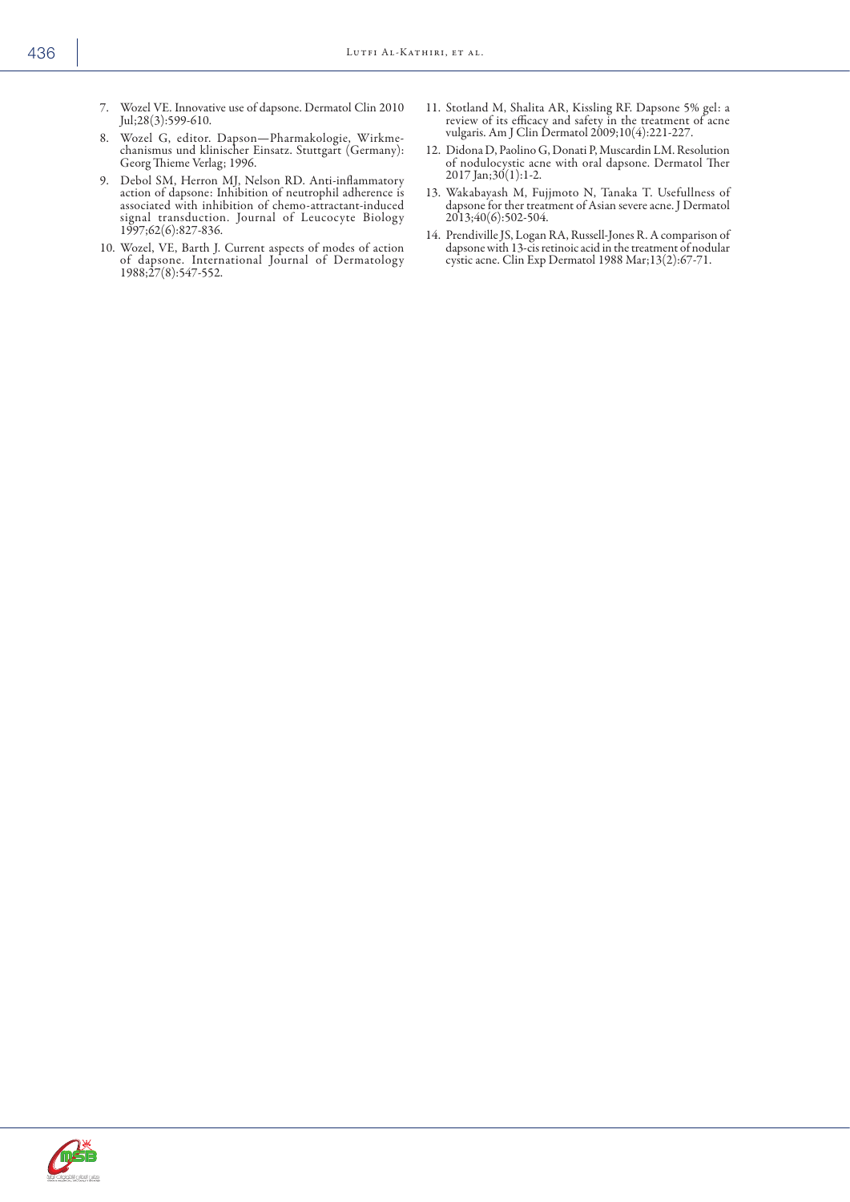7. Wozel VE. Innovative use of dapsone. Dermatol Clin 2010 Jul;28(3):599-610.
8. Wozel G, editor. Dapson—Pharmakologie, Wirkmechanismus und klinischer Einsatz. Stuttgart (Germany): Georg Thieme Verlag; 1996.
9. Debol SM, Herron MJ, Nelson RD. Anti-inflammatory action of dapsone: Inhibition of neutrophil adherence is associated with inhibition of chemo-attractant-induced signal transduction. Journal of Leucocyte Biology 1997;62(6):827-836.
10. Wozel, VE, Barth J. Current aspects of modes of action of dapsone. International Journal of Dermatology 1988;27(8):547-552.
11. Stotland M, Shalita AR, Kissling RF. Dapsone 5% gel: a review of its efficacy and safety in the treatment of acne vulgaris. Am J Clin Dermatol 2009;10(4):221-227.
12. Didona D, Paolino G, Donati P, Muscardin LM. Resolution of nodulocystic acne with oral dapsone. Dermatol Ther 2017 Jan;30(1):1-2.
13. Wakabayash M, Fujjmoto N, Tanaka T. Usefullness of dapsone for ther treatment of Asian severe acne. J Dermatol 2013;40(6):502-504.
14. Prendiville JS, Logan RA, Russell-Jones R. A comparison of dapsone with 13-cis retinoic acid in the treatment of nodular cystic acne. Clin Exp Dermatol 1988 Mar;13(2):67-71.